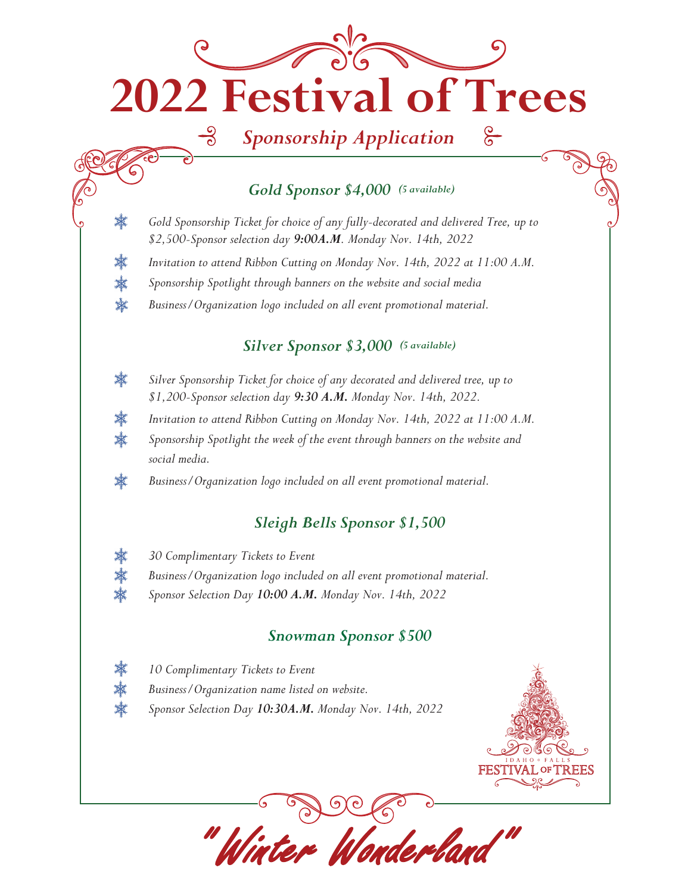# 2022 Festival of Trees

## *Sponsorship Application*

### *Gold Sponsor $4,000* *(5 available)*

- *Gold Sponsorship Ticket for choice of any fully-decorated and delivered Tree, up to $2,500-Sponsor selection day **9:00A.M**. Monday Nov. 14th, 2022*
- *Invitation to attend Ribbon Cutting on Monday Nov. 14th, 2022 at 11:00 A.M.*
- *Sponsorship Spotlight through banners on the website and social media*
- *Business/Organization logo included on all event promotional material.*

### *Silver Sponsor $3,000* *(5 available)*

- *Silver Sponsorship Ticket for choice of any decorated and delivered tree, up to $1,200-Sponsor selection day **9:30 A.M.** Monday Nov. 14th, 2022.*
- *Invitation to attend Ribbon Cutting on Monday Nov. 14th, 2022 at 11:00 A.M.*
- *Sponsorship Spotlight the week of the event through banners on the website and social media.*
- *Business/Organization logo included on all event promotional material.*

### *Sleigh Bells Sponsor $1,500*

- *30 Complimentary Tickets to Event*
- *Business/Organization logo included on all event promotional material.*
- *Sponsor Selection Day **10:00 A.M.** Monday Nov. 14th, 2022*

### *Snowman Sponsor $500*

- *10 Complimentary Tickets to Event*
- *Business/Organization name listed on website.*
- *Sponsor Selection Day **10:30A.M.** Monday Nov. 14th, 2022*

IDAHO FALLS FESTIVAL OF TREES

*"Winter Wonderland"*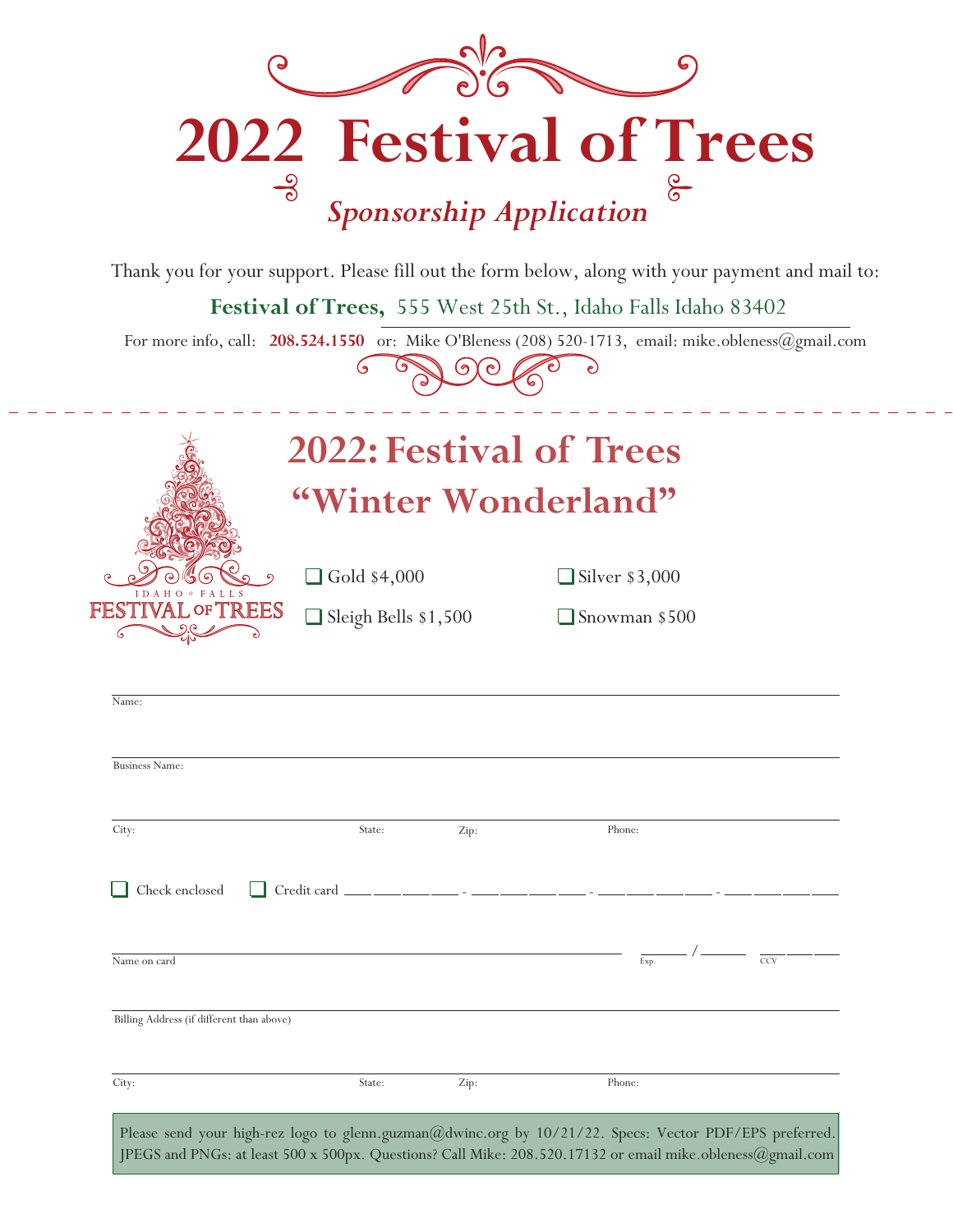# 2022 Festival of Trees

## *Sponsorship Application*

Thank you for your support. Please fill out the form below, along with your payment and mail to:

**Festival of Trees,** 555 West 25th St., Idaho Falls Idaho 83402

For more info, call: **208.524.1550** or: Mike O'Bleness (208) 520-1713, email: mike.obleness@gmail.com

---

IDAHO FALLS FESTIVAL OF TREES

## 2022: Festival of Trees "Winter Wonderland"

- ☐ Gold $4,000
- ☐ Silver $3,000
- ☐ Sleigh Bells $1,500
- ☐ Snowman $500

Name:

Business Name:

City: State: Zip: Phone:

☐ Check enclosed ☐ Credit card ____ ____ ____ ____ - ____ ____ ____ ____ - ____ ____ ____ ____ - ____ ____ ____ ____

Name on card Exp. ____ / ____ CCV ____

Billing Address (if different than above)

City: State: Zip: Phone:

Please send your high-rez logo to glenn.guzman@dwinc.org by 10/21/22. Specs: Vector PDF/EPS preferred. JPEGS and PNGs: at least 500 x 500px. Questions? Call Mike: 208.520.17132 or email mike.obleness@gmail.com